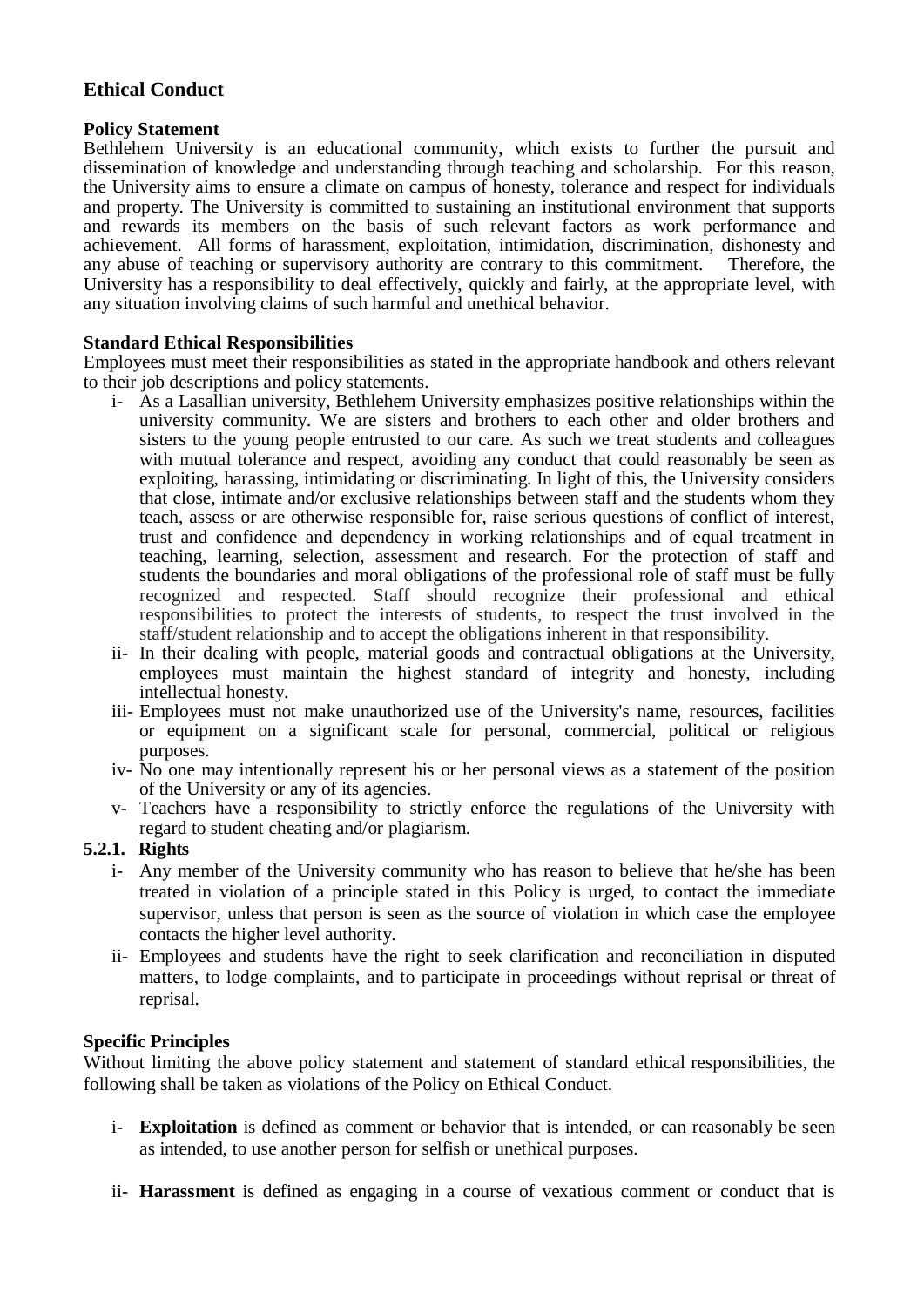## Ethical Conduct

### Policy Statement

Bethlehem University is an educational community, which exists to further the pursuit and dissemination of knowledge and understanding through teaching and scholarship. For this reason, the University aims to ensure a climate on campus of honesty, tolerance and respect for individuals and property. The University is committed to sustaining an institutional environment that supports and rewards its members on the basis of such relevant factors as work performance and achievement. All forms of harassment, exploitation, intimidation, discrimination, dishonesty and any abuse of teaching or supervisory authority are contrary to this commitment. Therefore, the University has a responsibility to deal effectively, quickly and fairly, at the appropriate level, with any situation involving claims of such harmful and unethical behavior.

### Standard Ethical Responsibilities

Employees must meet their responsibilities as stated in the appropriate handbook and others relevant to their job descriptions and policy statements.

- i- As a Lasallian university, Bethlehem University emphasizes positive relationships within the university community. We are sisters and brothers to each other and older brothers and sisters to the young people entrusted to our care. As such we treat students and colleagues with mutual tolerance and respect, avoiding any conduct that could reasonably be seen as exploiting, harassing, intimidating or discriminating. In light of this, the University considers that close, intimate and/or exclusive relationships between staff and the students whom they teach, assess or are otherwise responsible for, raise serious questions of conflict of interest, trust and confidence and dependency in working relationships and of equal treatment in teaching, learning, selection, assessment and research. For the protection of staff and students the boundaries and moral obligations of the professional role of staff must be fully recognized and respected. Staff should recognize their professional and ethical responsibilities to protect the interests of students, to respect the trust involved in the staff/student relationship and to accept the obligations inherent in that responsibility.
- ii- In their dealing with people, material goods and contractual obligations at the University, employees must maintain the highest standard of integrity and honesty, including intellectual honesty.
- iii- Employees must not make unauthorized use of the University's name, resources, facilities or equipment on a significant scale for personal, commercial, political or religious purposes.
- iv- No one may intentionally represent his or her personal views as a statement of the position of the University or any of its agencies.
- v- Teachers have a responsibility to strictly enforce the regulations of the University with regard to student cheating and/or plagiarism.

#### 5.2.1. Rights

- i- Any member of the University community who has reason to believe that he/she has been treated in violation of a principle stated in this Policy is urged, to contact the immediate supervisor, unless that person is seen as the source of violation in which case the employee contacts the higher level authority.
- ii- Employees and students have the right to seek clarification and reconciliation in disputed matters, to lodge complaints, and to participate in proceedings without reprisal or threat of reprisal.

### Specific Principles

Without limiting the above policy statement and statement of standard ethical responsibilities, the following shall be taken as violations of the Policy on Ethical Conduct.

- i- **Exploitation** is defined as comment or behavior that is intended, or can reasonably be seen as intended, to use another person for selfish or unethical purposes.
- ii- **Harassment** is defined as engaging in a course of vexatious comment or conduct that is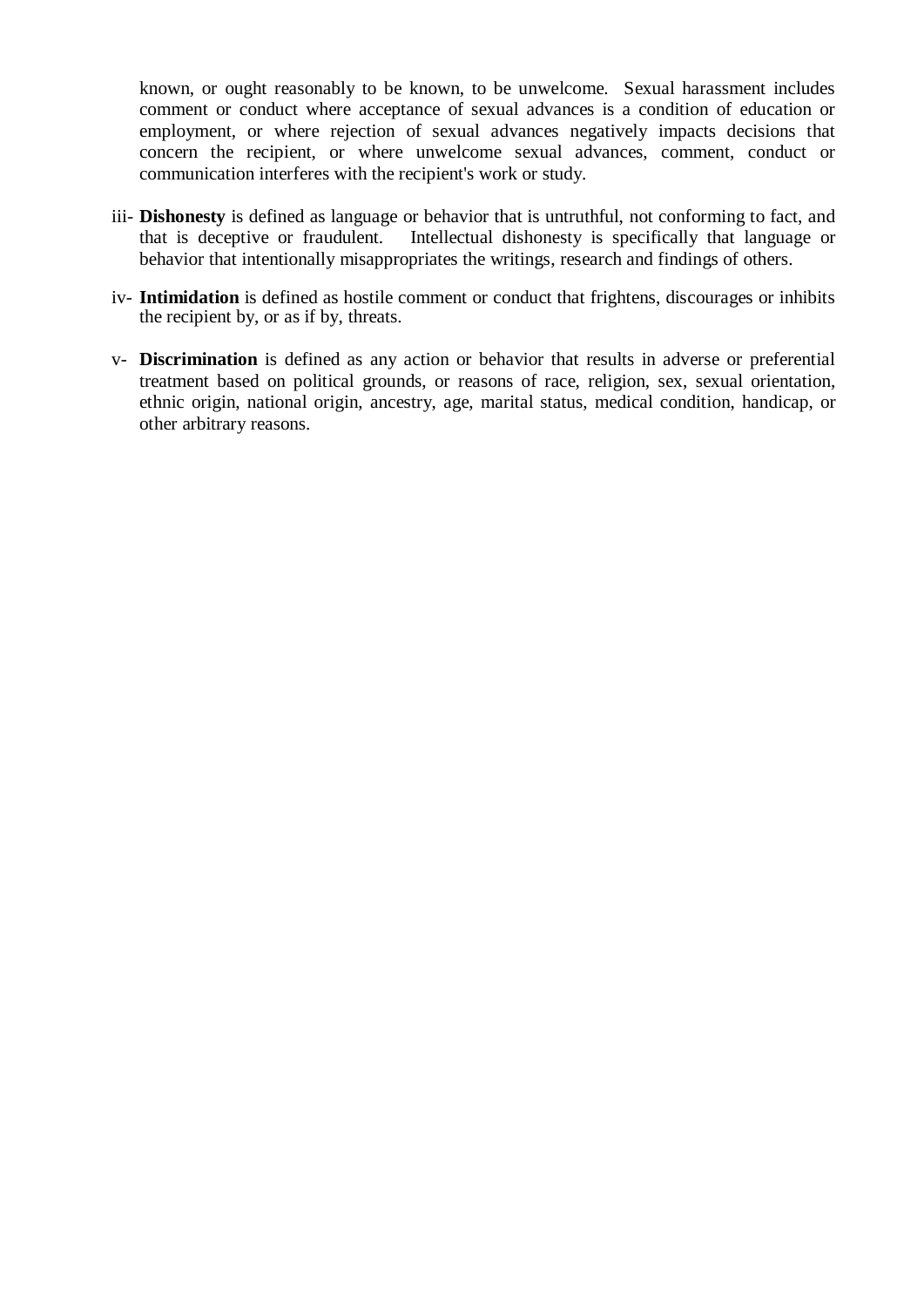known, or ought reasonably to be known, to be unwelcome. Sexual harassment includes comment or conduct where acceptance of sexual advances is a condition of education or employment, or where rejection of sexual advances negatively impacts decisions that concern the recipient, or where unwelcome sexual advances, comment, conduct or communication interferes with the recipient's work or study.

iii- **Dishonesty** is defined as language or behavior that is untruthful, not conforming to fact, and that is deceptive or fraudulent. Intellectual dishonesty is specifically that language or behavior that intentionally misappropriates the writings, research and findings of others.

iv- **Intimidation** is defined as hostile comment or conduct that frightens, discourages or inhibits the recipient by, or as if by, threats.

v- **Discrimination** is defined as any action or behavior that results in adverse or preferential treatment based on political grounds, or reasons of race, religion, sex, sexual orientation, ethnic origin, national origin, ancestry, age, marital status, medical condition, handicap, or other arbitrary reasons.